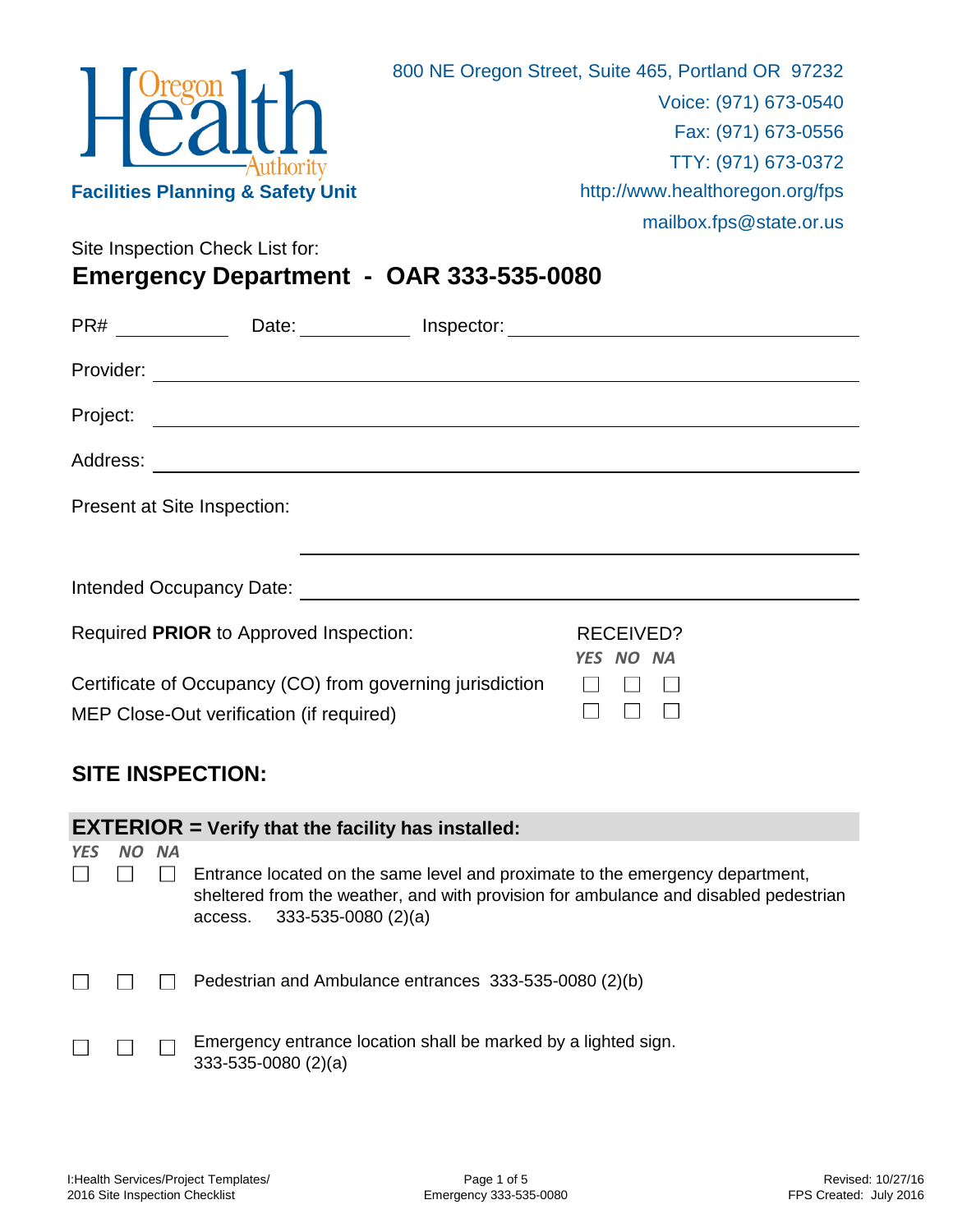Oregon Health Authority

**Facilities Planning & Safety Unit**

800 NE Oregon Street, Suite 465, Portland OR 97232
Voice: (971) 673-0540
Fax: (971) 673-0556
TTY: (971) 673-0372
http://www.healthoregon.org/fps
mailbox.fps@state.or.us

Site Inspection Check List for:

# Emergency Department - OAR 333-535-0080

PR# ____________ Date: ____________ Inspector: ______________________________

Provider: ______________________________________________________________

Project: _______________________________________________________________

Address: _______________________________________________________________

Present at Site Inspection: ______________________________________________

Intended Occupancy Date: _______________________________________________

Required **PRIOR** to Approved Inspection:

| | RECEIVED? YES | NO | NA |
|---|---|---|---|
| Certificate of Occupancy (CO) from governing jurisdiction | ☐ | ☐ | ☐ |
| MEP Close-Out verification (if required) | ☐ | ☐ | ☐ |

## SITE INSPECTION:

### EXTERIOR = Verify that the facility has installed:

| *YES* | *NO* | *NA* | |
|---|---|---|---|
| ☐ | ☐ | ☐ | Entrance located on the same level and proximate to the emergency department, sheltered from the weather, and with provision for ambulance and disabled pedestrian access. 333-535-0080 (2)(a) |
| ☐ | ☐ | ☐ | Pedestrian and Ambulance entrances 333-535-0080 (2)(b) |
| ☐ | ☐ | ☐ | Emergency entrance location shall be marked by a lighted sign. 333-535-0080 (2)(a) |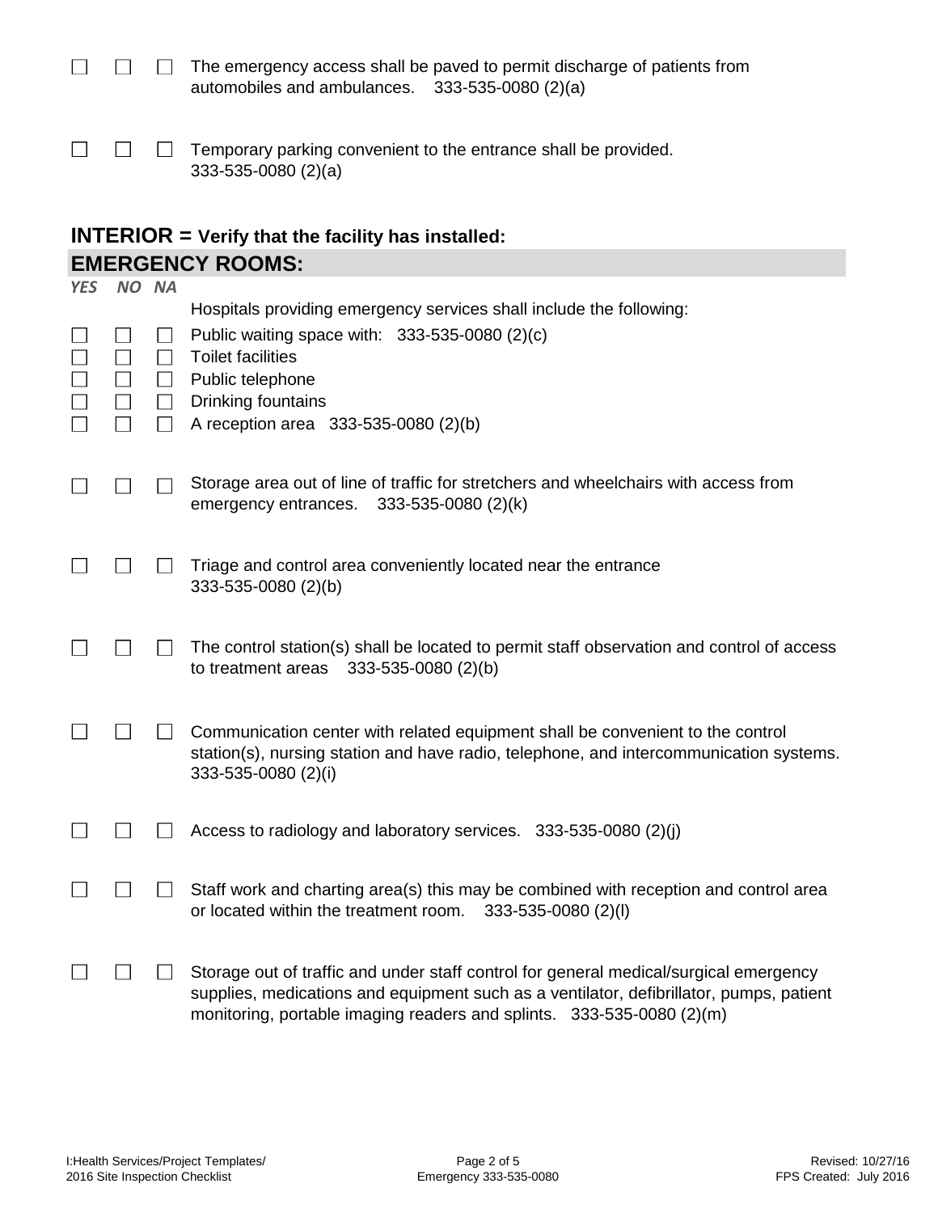| | | | |
|---|---|---|---|
| ☐ | ☐ | ☐ | The emergency access shall be paved to permit discharge of patients from automobiles and ambulances. 333-535-0080 (2)(a) |
| ☐ | ☐ | ☐ | Temporary parking convenient to the entrance shall be provided. 333-535-0080 (2)(a) |

## INTERIOR = Verify that the facility has installed:

## EMERGENCY ROOMS:

| *YES* | *NO* | *NA* | |
|---|---|---|---|
| | | | Hospitals providing emergency services shall include the following: |
| ☐ | ☐ | ☐ | Public waiting space with: 333-535-0080 (2)(c) |
| ☐ | ☐ | ☐ | Toilet facilities |
| ☐ | ☐ | ☐ | Public telephone |
| ☐ | ☐ | ☐ | Drinking fountains |
| ☐ | ☐ | ☐ | A reception area 333-535-0080 (2)(b) |
| ☐ | ☐ | ☐ | Storage area out of line of traffic for stretchers and wheelchairs with access from emergency entrances. 333-535-0080 (2)(k) |
| ☐ | ☐ | ☐ | Triage and control area conveniently located near the entrance 333-535-0080 (2)(b) |
| ☐ | ☐ | ☐ | The control station(s) shall be located to permit staff observation and control of access to treatment areas 333-535-0080 (2)(b) |
| ☐ | ☐ | ☐ | Communication center with related equipment shall be convenient to the control station(s), nursing station and have radio, telephone, and intercommunication systems. 333-535-0080 (2)(i) |
| ☐ | ☐ | ☐ | Access to radiology and laboratory services. 333-535-0080 (2)(j) |
| ☐ | ☐ | ☐ | Staff work and charting area(s) this may be combined with reception and control area or located within the treatment room. 333-535-0080 (2)(l) |
| ☐ | ☐ | ☐ | Storage out of traffic and under staff control for general medical/surgical emergency supplies, medications and equipment such as a ventilator, defibrillator, pumps, patient monitoring, portable imaging readers and splints. 333-535-0080 (2)(m) |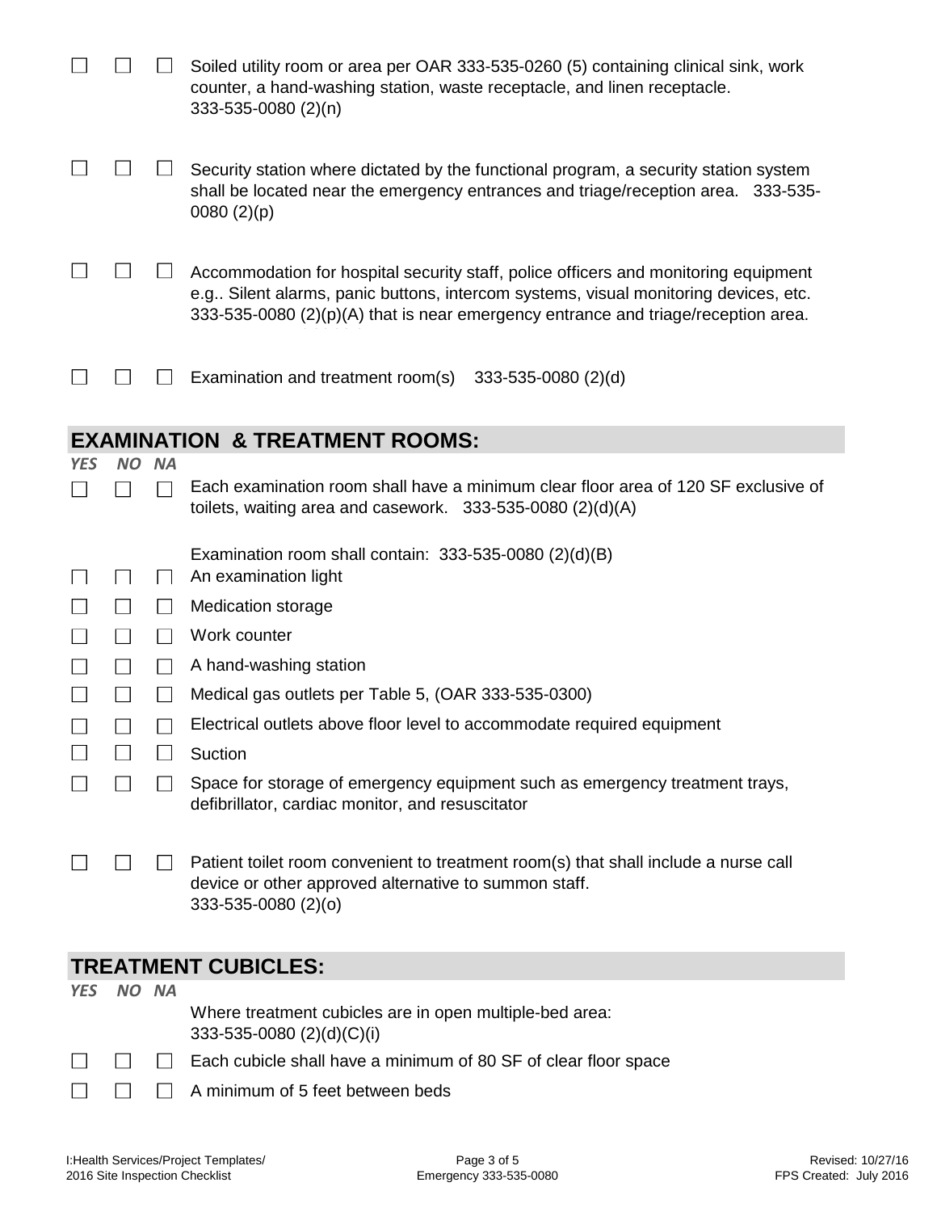| | | | |
|---|---|---|---|
| ☐ | ☐ | ☐ | Soiled utility room or area per OAR 333-535-0260 (5) containing clinical sink, work counter, a hand-washing station, waste receptacle, and linen receptacle. 333-535-0080 (2)(n) |
| ☐ | ☐ | ☐ | Security station where dictated by the functional program, a security station system shall be located near the emergency entrances and triage/reception area. 333-535-0080 (2)(p) |
| ☐ | ☐ | ☐ | Accommodation for hospital security staff, police officers and monitoring equipment e.g.. Silent alarms, panic buttons, intercom systems, visual monitoring devices, etc. 333-535-0080 (2)(p)(A) that is near emergency entrance and triage/reception area. |
| ☐ | ☐ | ☐ | Examination and treatment room(s) 333-535-0080 (2)(d) |

## EXAMINATION & TREATMENT ROOMS:

| *YES* | *NO* | *NA* | |
|---|---|---|---|
| ☐ | ☐ | ☐ | Each examination room shall have a minimum clear floor area of 120 SF exclusive of toilets, waiting area and casework. 333-535-0080 (2)(d)(A) |
| | | | Examination room shall contain: 333-535-0080 (2)(d)(B) |
| ☐ | ☐ | ☐ | An examination light |
| ☐ | ☐ | ☐ | Medication storage |
| ☐ | ☐ | ☐ | Work counter |
| ☐ | ☐ | ☐ | A hand-washing station |
| ☐ | ☐ | ☐ | Medical gas outlets per Table 5, (OAR 333-535-0300) |
| ☐ | ☐ | ☐ | Electrical outlets above floor level to accommodate required equipment |
| ☐ | ☐ | ☐ | Suction |
| ☐ | ☐ | ☐ | Space for storage of emergency equipment such as emergency treatment trays, defibrillator, cardiac monitor, and resuscitator |
| ☐ | ☐ | ☐ | Patient toilet room convenient to treatment room(s) that shall include a nurse call device or other approved alternative to summon staff. 333-535-0080 (2)(o) |

## TREATMENT CUBICLES:

| *YES* | *NO* | *NA* | |
|---|---|---|---|
| | | | Where treatment cubicles are in open multiple-bed area: 333-535-0080 (2)(d)(C)(i) |
| ☐ | ☐ | ☐ | Each cubicle shall have a minimum of 80 SF of clear floor space |
| ☐ | ☐ | ☐ | A minimum of 5 feet between beds |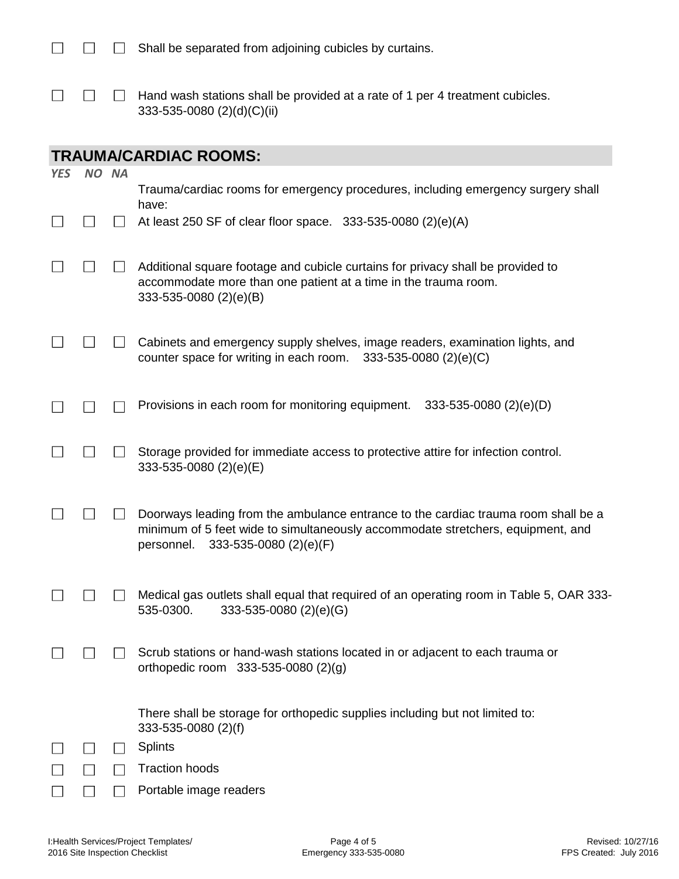☐ ☐ ☐ Shall be separated from adjoining cubicles by curtains.

☐ ☐ ☐ Hand wash stations shall be provided at a rate of 1 per 4 treatment cubicles. 333-535-0080 (2)(d)(C)(ii)

## TRAUMA/CARDIAC ROOMS:

*YES NO NA*

Trauma/cardiac rooms for emergency procedures, including emergency surgery shall have:

☐ ☐ ☐ At least 250 SF of clear floor space. 333-535-0080 (2)(e)(A)

☐ ☐ ☐ Additional square footage and cubicle curtains for privacy shall be provided to accommodate more than one patient at a time in the trauma room. 333-535-0080 (2)(e)(B)

☐ ☐ ☐ Cabinets and emergency supply shelves, image readers, examination lights, and counter space for writing in each room. 333-535-0080 (2)(e)(C)

☐ ☐ ☐ Provisions in each room for monitoring equipment. 333-535-0080 (2)(e)(D)

☐ ☐ ☐ Storage provided for immediate access to protective attire for infection control. 333-535-0080 (2)(e)(E)

☐ ☐ ☐ Doorways leading from the ambulance entrance to the cardiac trauma room shall be a minimum of 5 feet wide to simultaneously accommodate stretchers, equipment, and personnel. 333-535-0080 (2)(e)(F)

☐ ☐ ☐ Medical gas outlets shall equal that required of an operating room in Table 5, OAR 333-535-0300. 333-535-0080 (2)(e)(G)

☐ ☐ ☐ Scrub stations or hand-wash stations located in or adjacent to each trauma or orthopedic room 333-535-0080 (2)(g)

There shall be storage for orthopedic supplies including but not limited to: 333-535-0080 (2)(f)

☐ ☐ ☐ Splints

☐ ☐ ☐ Traction hoods

☐ ☐ ☐ Portable image readers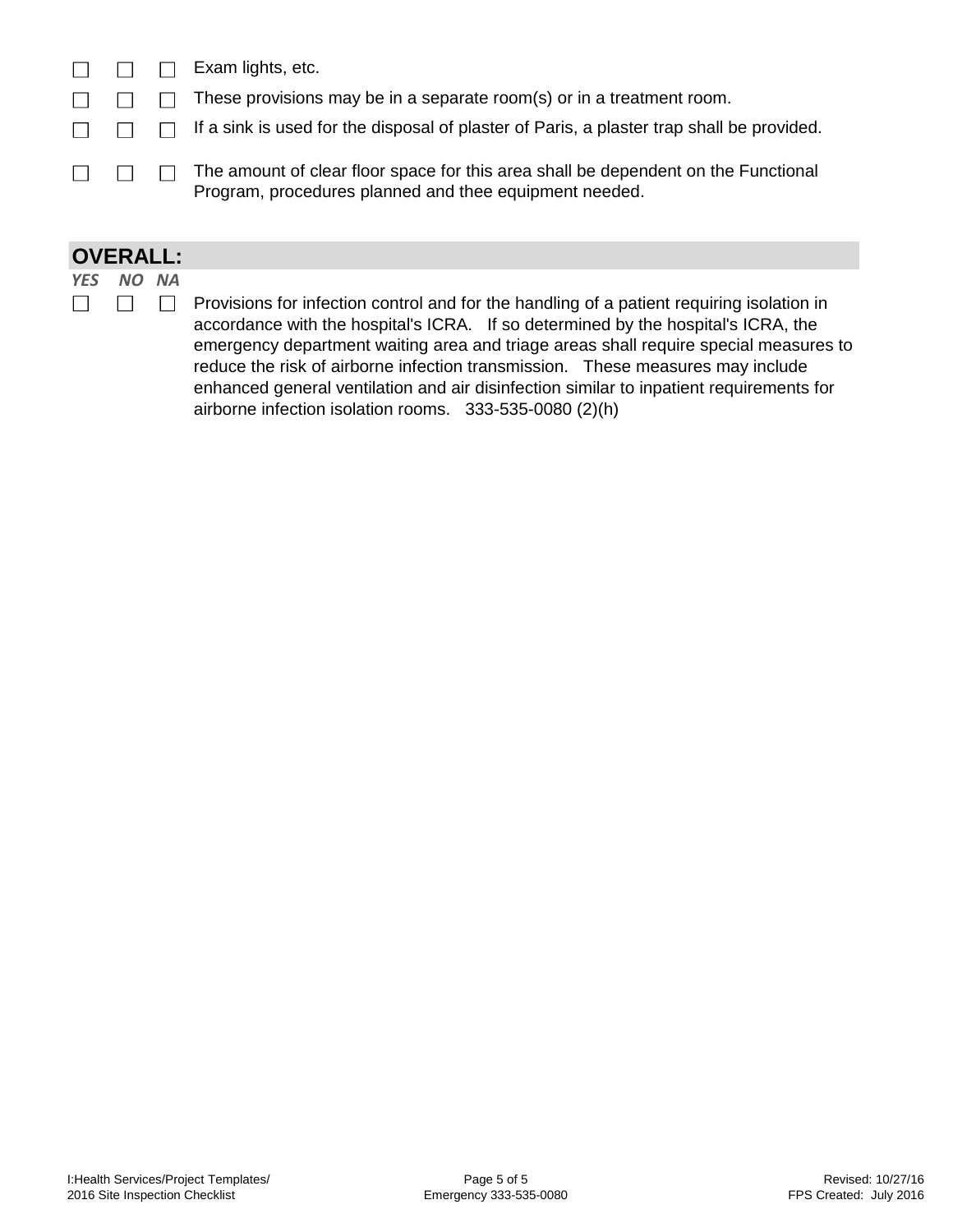- ☐ ☐ ☐ Exam lights, etc.
- ☐ ☐ ☐ These provisions may be in a separate room(s) or in a treatment room.
- ☐ ☐ ☐ If a sink is used for the disposal of plaster of Paris, a plaster trap shall be provided.
- ☐ ☐ ☐ The amount of clear floor space for this area shall be dependent on the Functional Program, procedures planned and thee equipment needed.

## OVERALL:

*YES NO NA*

- ☐ ☐ ☐ Provisions for infection control and for the handling of a patient requiring isolation in accordance with the hospital's ICRA. If so determined by the hospital's ICRA, the emergency department waiting area and triage areas shall require special measures to reduce the risk of airborne infection transmission. These measures may include enhanced general ventilation and air disinfection similar to inpatient requirements for airborne infection isolation rooms. 333-535-0080 (2)(h)